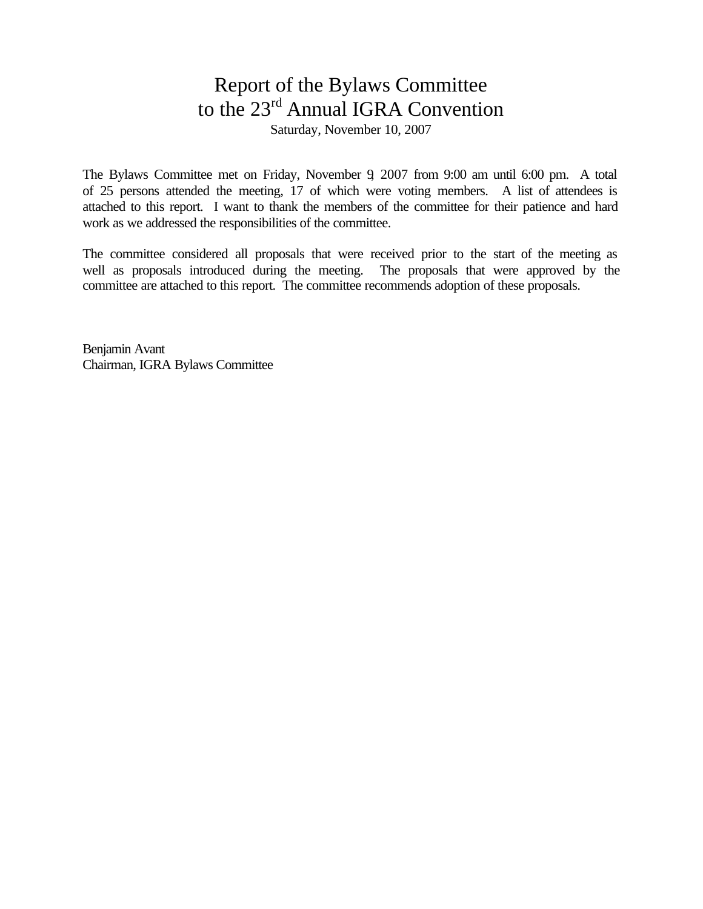# Report of the Bylaws Committee to the 23rd Annual IGRA Convention

Saturday, November 10, 2007

The Bylaws Committee met on Friday, November 9, 2007 from 9:00 am until 6:00 pm. A total of 25 persons attended the meeting, 17 of which were voting members. A list of attendees is attached to this report. I want to thank the members of the committee for their patience and hard work as we addressed the responsibilities of the committee.

The committee considered all proposals that were received prior to the start of the meeting as well as proposals introduced during the meeting. The proposals that were approved by the committee are attached to this report. The committee recommends adoption of these proposals.

Benjamin Avant
Chairman, IGRA Bylaws Committee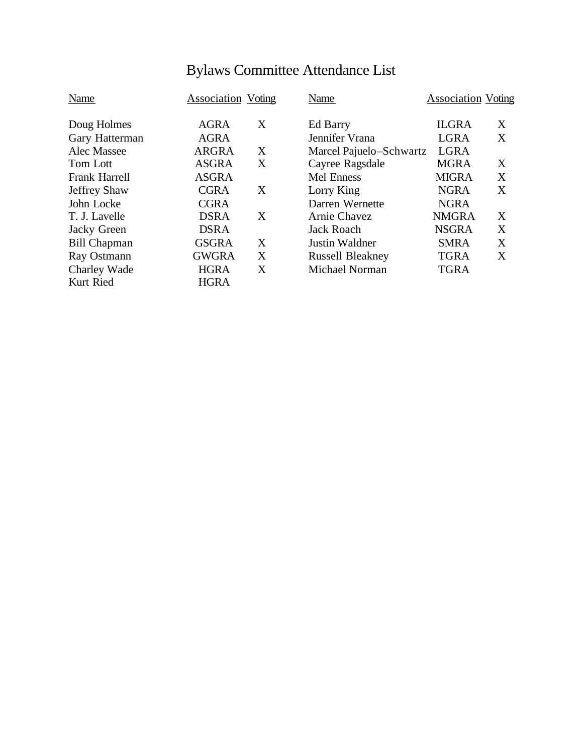# Bylaws Committee Attendance List

| Name | Association | Voting | Name | Association | Voting |
|---|---|---|---|---|---|
| Doug Holmes | AGRA | X | Ed Barry | ILGRA | X |
| Gary Hatterman | AGRA | | Jennifer Vrana | LGRA | X |
| Alec Massee | ARGRA | X | Marcel Pajuelo–Schwartz | LGRA | |
| Tom Lott | ASGRA | X | Cayree Ragsdale | MGRA | X |
| Frank Harrell | ASGRA | | Mel Enness | MIGRA | X |
| Jeffrey Shaw | CGRA | X | Lorry King | NGRA | X |
| John Locke | CGRA | | Darren Wernette | NGRA | |
| T. J. Lavelle | DSRA | X | Arnie Chavez | NMGRA | X |
| Jacky Green | DSRA | | Jack Roach | NSGRA | X |
| Bill Chapman | GSGRA | X | Justin Waldner | SMRA | X |
| Ray Ostmann | GWGRA | X | Russell Bleakney | TGRA | X |
| Charley Wade | HGRA | X | Michael Norman | TGRA | |
| Kurt Ried | HGRA | | | | |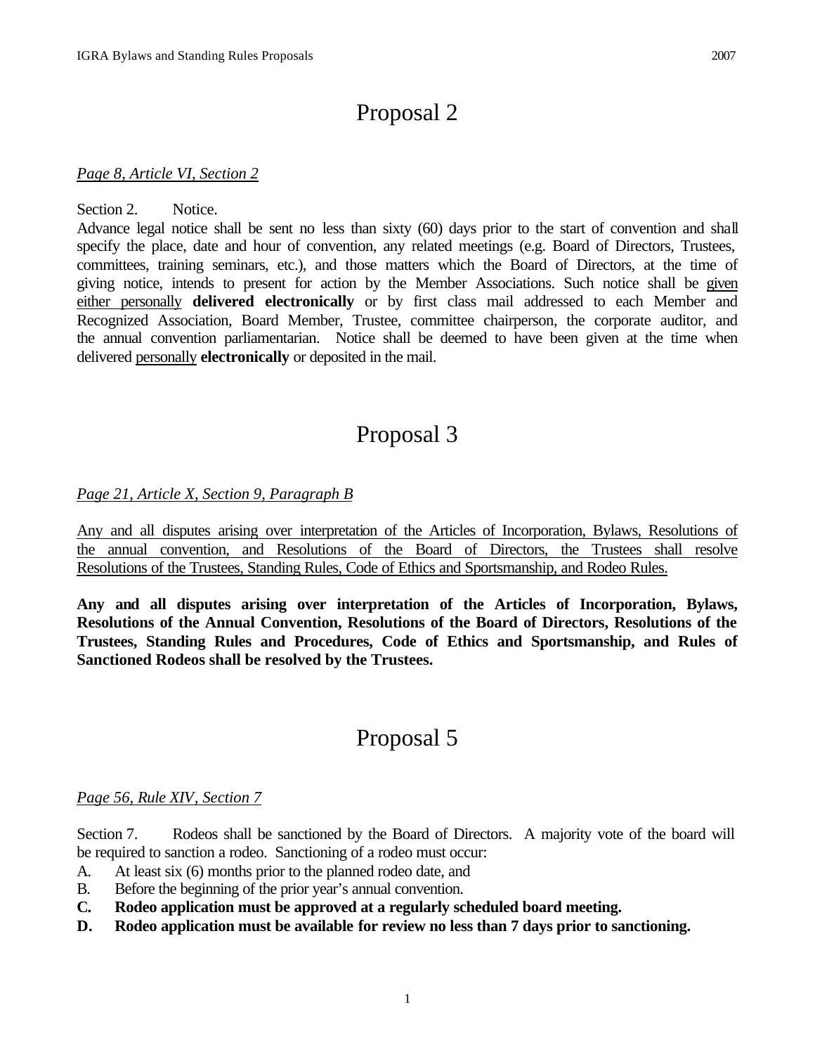# Proposal 2

*<u>Page 8, Article VI, Section 2</u>*

Section 2. Notice.
Advance legal notice shall be sent no less than sixty (60) days prior to the start of convention and shall specify the place, date and hour of convention, any related meetings (e.g. Board of Directors, Trustees, committees, training seminars, etc.), and those matters which the Board of Directors, at the time of giving notice, intends to present for action by the Member Associations. Such notice shall be <u>given either personally</u> **delivered electronically** or by first class mail addressed to each Member and Recognized Association, Board Member, Trustee, committee chairperson, the corporate auditor, and the annual convention parliamentarian. Notice shall be deemed to have been given at the time when delivered <u>personally</u> **electronically** or deposited in the mail.

# Proposal 3

*<u>Page 21, Article X, Section 9, Paragraph B</u>*

<u>Any and all disputes arising over interpretation of the Articles of Incorporation, Bylaws, Resolutions of the annual convention, and Resolutions of the Board of Directors, the Trustees shall resolve Resolutions of the Trustees, Standing Rules, Code of Ethics and Sportsmanship, and Rodeo Rules.</u>

**Any and all disputes arising over interpretation of the Articles of Incorporation, Bylaws, Resolutions of the Annual Convention, Resolutions of the Board of Directors, Resolutions of the Trustees, Standing Rules and Procedures, Code of Ethics and Sportsmanship, and Rules of Sanctioned Rodeos shall be resolved by the Trustees.**

# Proposal 5

*<u>Page 56, Rule XIV, Section 7</u>*

Section 7. Rodeos shall be sanctioned by the Board of Directors. A majority vote of the board will be required to sanction a rodeo. Sanctioning of a rodeo must occur:

A. At least six (6) months prior to the planned rodeo date, and
B. Before the beginning of the prior year's annual convention.
**C. Rodeo application must be approved at a regularly scheduled board meeting.**
**D. Rodeo application must be available for review no less than 7 days prior to sanctioning.**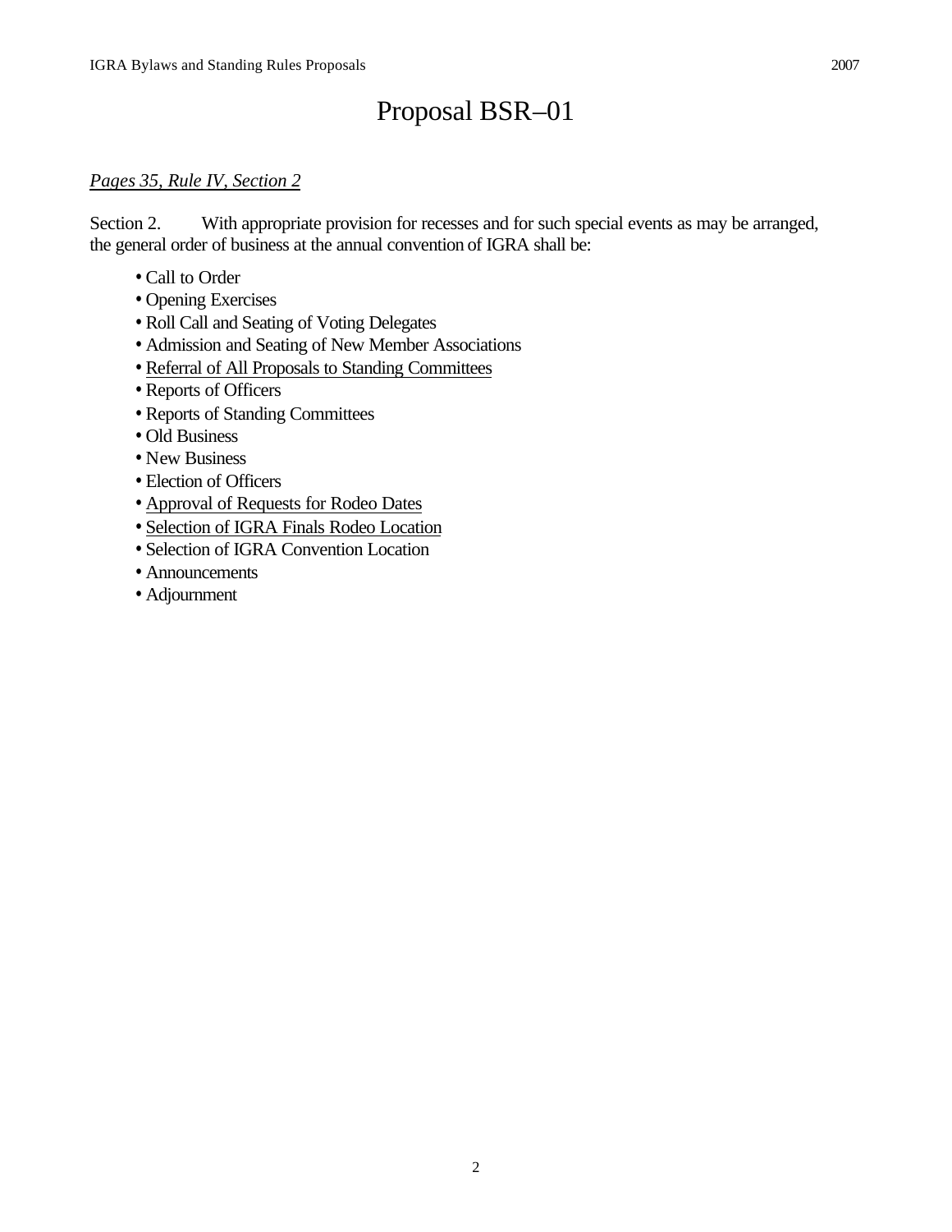# Proposal BSR–01

*<u>Pages 35, Rule IV, Section 2</u>*

Section 2. With appropriate provision for recesses and for such special events as may be arranged, the general order of business at the annual convention of IGRA shall be:

- Call to Order
- Opening Exercises
- Roll Call and Seating of Voting Delegates
- Admission and Seating of New Member Associations
- <u>Referral of All Proposals to Standing Committees</u>
- Reports of Officers
- Reports of Standing Committees
- Old Business
- New Business
- Election of Officers
- <u>Approval of Requests for Rodeo Dates</u>
- <u>Selection of IGRA Finals Rodeo Location</u>
- Selection of IGRA Convention Location
- Announcements
- Adjournment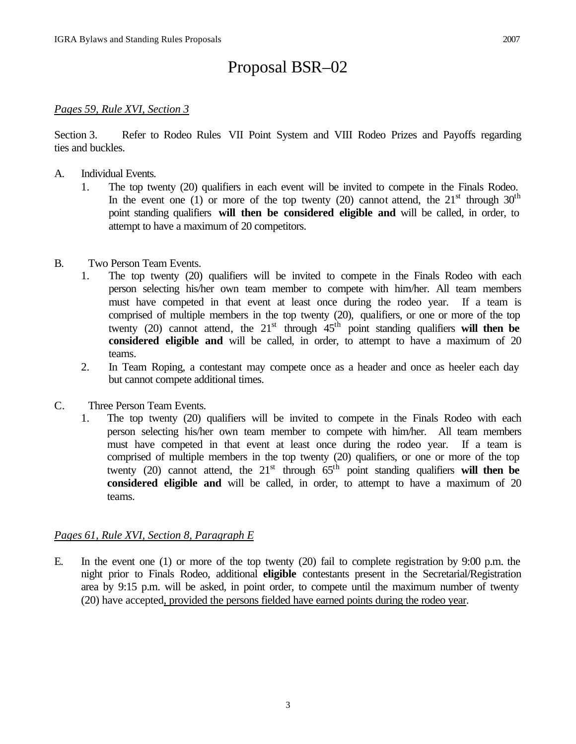# Proposal BSR–02

*<u>Pages 59, Rule XVI, Section 3</u>*

Section 3. Refer to Rodeo Rules VII Point System and VIII Rodeo Prizes and Payoffs regarding ties and buckles.

A. Individual Events.

1. The top twenty (20) qualifiers in each event will be invited to compete in the Finals Rodeo. In the event one (1) or more of the top twenty (20) cannot attend, the 21st through 30th point standing qualifiers **will then be considered eligible and** will be called, in order, to attempt to have a maximum of 20 competitors.

B. Two Person Team Events.

1. The top twenty (20) qualifiers will be invited to compete in the Finals Rodeo with each person selecting his/her own team member to compete with him/her. All team members must have competed in that event at least once during the rodeo year. If a team is comprised of multiple members in the top twenty (20), qualifiers, or one or more of the top twenty (20) cannot attend, the 21st through 45th point standing qualifiers **will then be considered eligible and** will be called, in order, to attempt to have a maximum of 20 teams.
2. In Team Roping, a contestant may compete once as a header and once as heeler each day but cannot compete additional times.

C. Three Person Team Events.

1. The top twenty (20) qualifiers will be invited to compete in the Finals Rodeo with each person selecting his/her own team member to compete with him/her. All team members must have competed in that event at least once during the rodeo year. If a team is comprised of multiple members in the top twenty (20) qualifiers, or one or more of the top twenty (20) cannot attend, the 21st through 65th point standing qualifiers **will then be considered eligible and** will be called, in order, to attempt to have a maximum of 20 teams.

*<u>Pages 61, Rule XVI, Section 8, Paragraph E</u>*

E. In the event one (1) or more of the top twenty (20) fail to complete registration by 9:00 p.m. the night prior to Finals Rodeo, additional **eligible** contestants present in the Secretarial/Registration area by 9:15 p.m. will be asked, in point order, to compete until the maximum number of twenty (20) have accepted<u>, provided the persons fielded have earned points during the rodeo year</u>.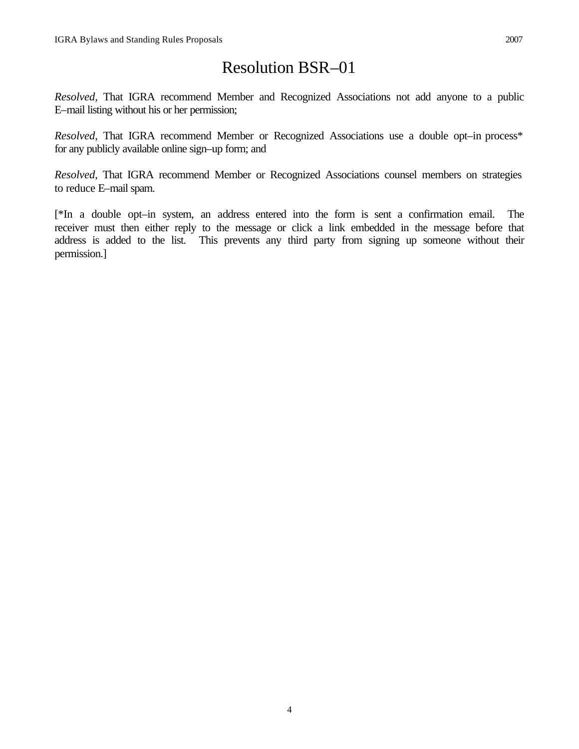# Resolution BSR–01

*Resolved*, That IGRA recommend Member and Recognized Associations not add anyone to a public E–mail listing without his or her permission;

*Resolved*, That IGRA recommend Member or Recognized Associations use a double opt–in process* for any publicly available online sign–up form; and

*Resolved*, That IGRA recommend Member or Recognized Associations counsel members on strategies to reduce E–mail spam.

[*In a double opt–in system, an address entered into the form is sent a confirmation email. The receiver must then either reply to the message or click a link embedded in the message before that address is added to the list. This prevents any third party from signing up someone without their permission.]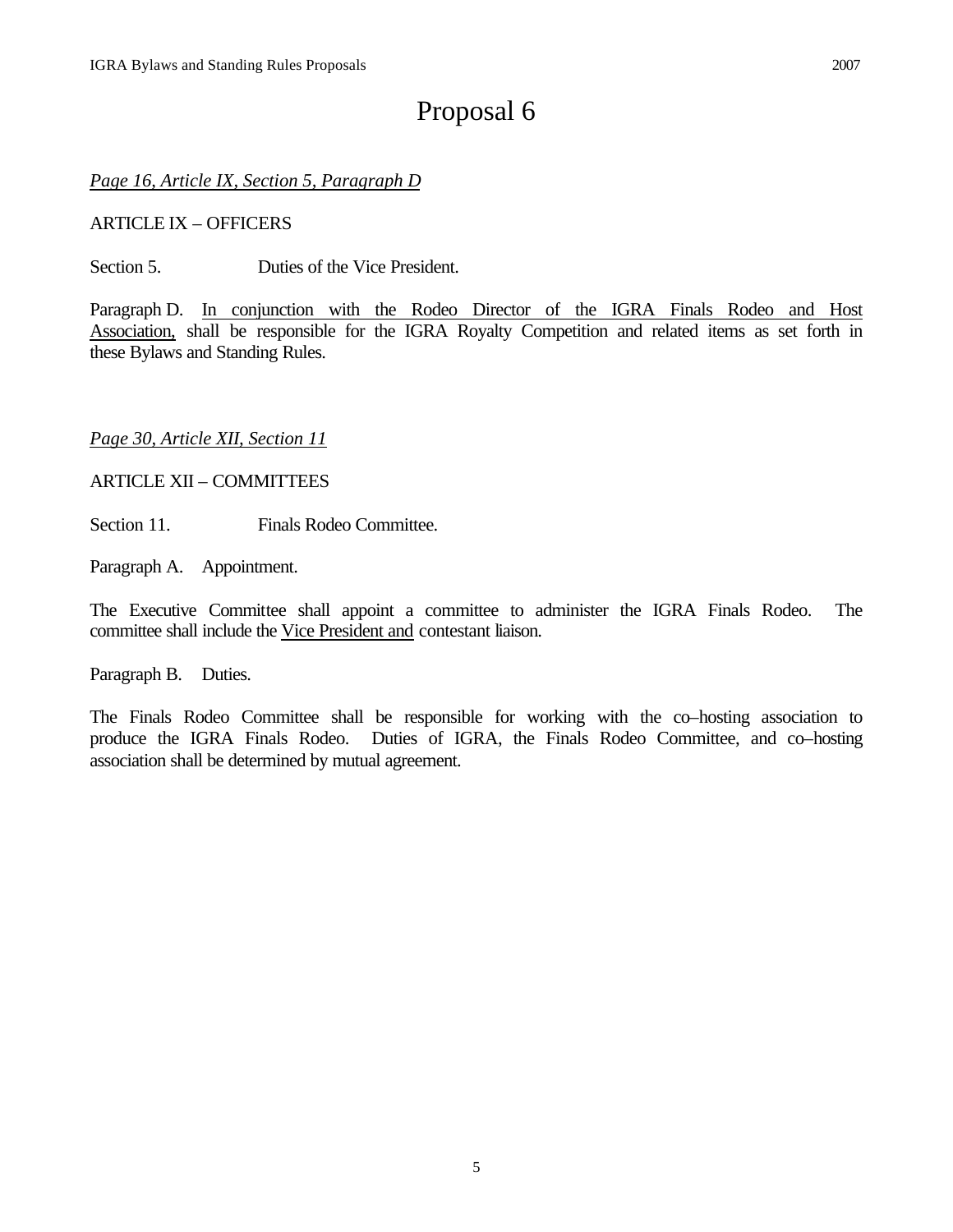# Proposal 6

*Page 16, Article IX, Section 5, Paragraph D*

ARTICLE IX – OFFICERS

Section 5. Duties of the Vice President.

Paragraph D. <u>In conjunction with the Rodeo Director of the IGRA Finals Rodeo and Host Association,</u> shall be responsible for the IGRA Royalty Competition and related items as set forth in these Bylaws and Standing Rules.

*Page 30, Article XII, Section 11*

ARTICLE XII – COMMITTEES

Section 11. Finals Rodeo Committee.

Paragraph A. Appointment.

The Executive Committee shall appoint a committee to administer the IGRA Finals Rodeo. The committee shall include the <u>Vice President and</u> contestant liaison.

Paragraph B. Duties.

The Finals Rodeo Committee shall be responsible for working with the co–hosting association to produce the IGRA Finals Rodeo. Duties of IGRA, the Finals Rodeo Committee, and co–hosting association shall be determined by mutual agreement.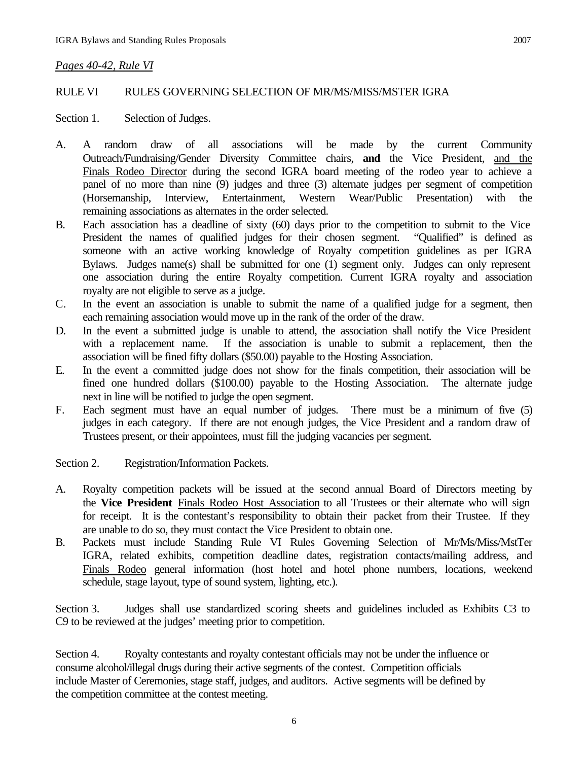*Pages 40-42, Rule VI*

RULE VI RULES GOVERNING SELECTION OF MR/MS/MISS/MSTER IGRA

Section 1. Selection of Judges.

A. A random draw of all associations will be made by the current Community Outreach/Fundraising/Gender Diversity Committee chairs, **and** the Vice President, <u>and the Finals Rodeo Director</u> during the second IGRA board meeting of the rodeo year to achieve a panel of no more than nine (9) judges and three (3) alternate judges per segment of competition (Horsemanship, Interview, Entertainment, Western Wear/Public Presentation) with the remaining associations as alternates in the order selected.

B. Each association has a deadline of sixty (60) days prior to the competition to submit to the Vice President the names of qualified judges for their chosen segment. "Qualified" is defined as someone with an active working knowledge of Royalty competition guidelines as per IGRA Bylaws. Judges name(s) shall be submitted for one (1) segment only. Judges can only represent one association during the entire Royalty competition. Current IGRA royalty and association royalty are not eligible to serve as a judge.

C. In the event an association is unable to submit the name of a qualified judge for a segment, then each remaining association would move up in the rank of the order of the draw.

D. In the event a submitted judge is unable to attend, the association shall notify the Vice President with a replacement name. If the association is unable to submit a replacement, then the association will be fined fifty dollars ($50.00) payable to the Hosting Association.

E. In the event a committed judge does not show for the finals competition, their association will be fined one hundred dollars ($100.00) payable to the Hosting Association. The alternate judge next in line will be notified to judge the open segment.

F. Each segment must have an equal number of judges. There must be a minimum of five (5) judges in each category. If there are not enough judges, the Vice President and a random draw of Trustees present, or their appointees, must fill the judging vacancies per segment.

Section 2. Registration/Information Packets.

A. Royalty competition packets will be issued at the second annual Board of Directors meeting by the **Vice President** <u>Finals Rodeo Host Association</u> to all Trustees or their alternate who will sign for receipt. It is the contestant's responsibility to obtain their packet from their Trustee. If they are unable to do so, they must contact the Vice President to obtain one.

B. Packets must include Standing Rule VI Rules Governing Selection of Mr/Ms/Miss/MstTer IGRA, related exhibits, competition deadline dates, registration contacts/mailing address, and <u>Finals Rodeo</u> general information (host hotel and hotel phone numbers, locations, weekend schedule, stage layout, type of sound system, lighting, etc.).

Section 3. Judges shall use standardized scoring sheets and guidelines included as Exhibits C3 to C9 to be reviewed at the judges' meeting prior to competition.

Section 4. Royalty contestants and royalty contestant officials may not be under the influence or consume alcohol/illegal drugs during their active segments of the contest. Competition officials include Master of Ceremonies, stage staff, judges, and auditors. Active segments will be defined by the competition committee at the contest meeting.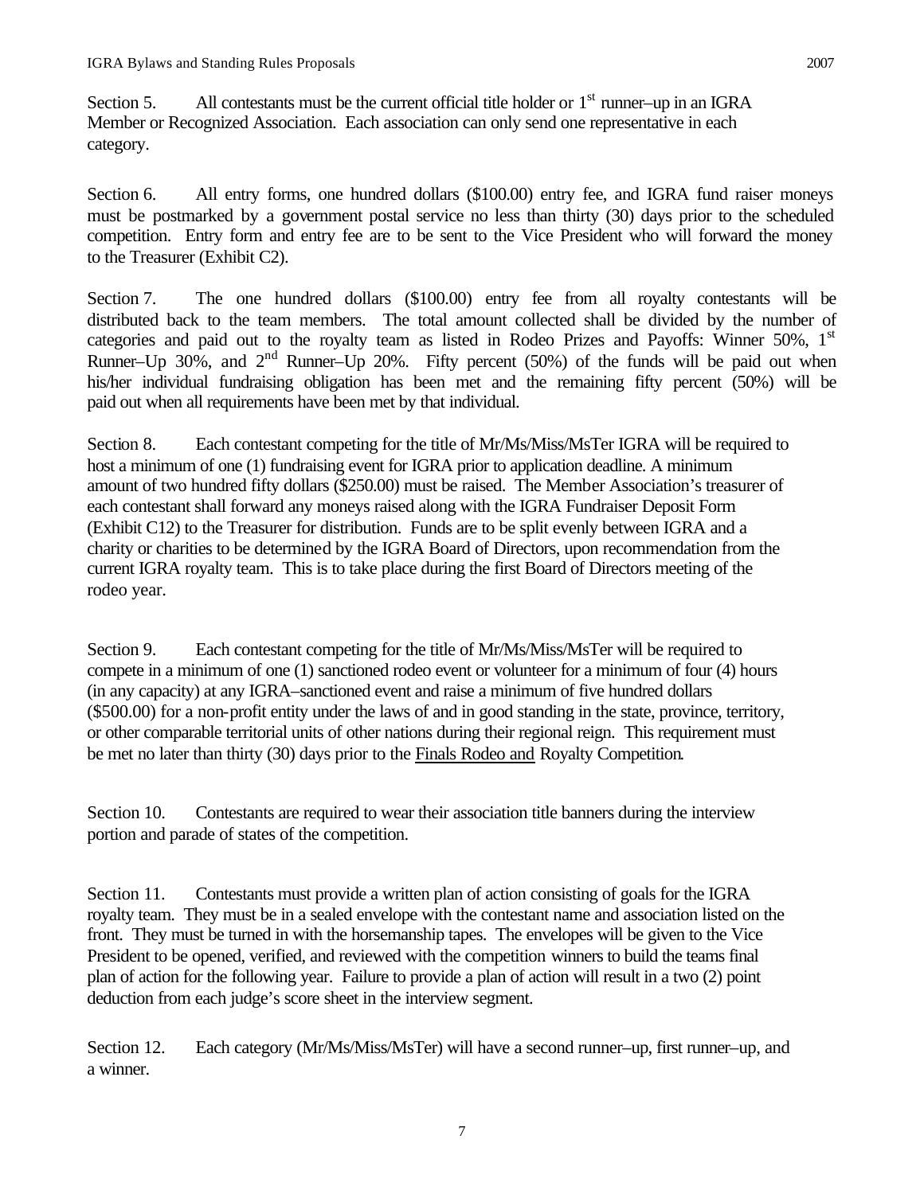Section 5. All contestants must be the current official title holder or 1st runner–up in an IGRA Member or Recognized Association. Each association can only send one representative in each category.

Section 6. All entry forms, one hundred dollars ($100.00) entry fee, and IGRA fund raiser moneys must be postmarked by a government postal service no less than thirty (30) days prior to the scheduled competition. Entry form and entry fee are to be sent to the Vice President who will forward the money to the Treasurer (Exhibit C2).

Section 7. The one hundred dollars ($100.00) entry fee from all royalty contestants will be distributed back to the team members. The total amount collected shall be divided by the number of categories and paid out to the royalty team as listed in Rodeo Prizes and Payoffs: Winner 50%, 1st Runner–Up 30%, and 2nd Runner–Up 20%. Fifty percent (50%) of the funds will be paid out when his/her individual fundraising obligation has been met and the remaining fifty percent (50%) will be paid out when all requirements have been met by that individual.

Section 8. Each contestant competing for the title of Mr/Ms/Miss/MsTer IGRA will be required to host a minimum of one (1) fundraising event for IGRA prior to application deadline. A minimum amount of two hundred fifty dollars ($250.00) must be raised. The Member Association's treasurer of each contestant shall forward any moneys raised along with the IGRA Fundraiser Deposit Form (Exhibit C12) to the Treasurer for distribution. Funds are to be split evenly between IGRA and a charity or charities to be determined by the IGRA Board of Directors, upon recommendation from the current IGRA royalty team. This is to take place during the first Board of Directors meeting of the rodeo year.

Section 9. Each contestant competing for the title of Mr/Ms/Miss/MsTer will be required to compete in a minimum of one (1) sanctioned rodeo event or volunteer for a minimum of four (4) hours (in any capacity) at any IGRA–sanctioned event and raise a minimum of five hundred dollars ($500.00) for a non-profit entity under the laws of and in good standing in the state, province, territory, or other comparable territorial units of other nations during their regional reign. This requirement must be met no later than thirty (30) days prior to the Finals Rodeo and Royalty Competition.

Section 10. Contestants are required to wear their association title banners during the interview portion and parade of states of the competition.

Section 11. Contestants must provide a written plan of action consisting of goals for the IGRA royalty team. They must be in a sealed envelope with the contestant name and association listed on the front. They must be turned in with the horsemanship tapes. The envelopes will be given to the Vice President to be opened, verified, and reviewed with the competition winners to build the teams final plan of action for the following year. Failure to provide a plan of action will result in a two (2) point deduction from each judge's score sheet in the interview segment.

Section 12. Each category (Mr/Ms/Miss/MsTer) will have a second runner–up, first runner–up, and a winner.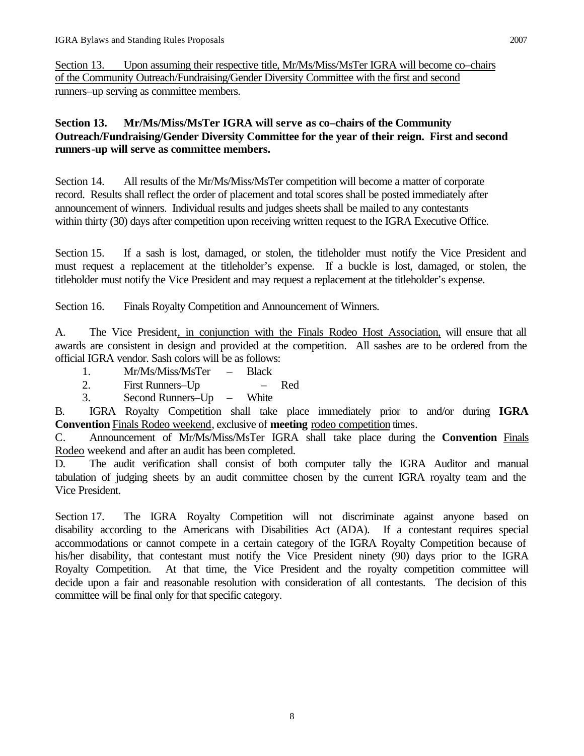Section 13. Upon assuming their respective title, Mr/Ms/Miss/MsTer IGRA will become co–chairs of the Community Outreach/Fundraising/Gender Diversity Committee with the first and second runners–up serving as committee members.

**Section 13. Mr/Ms/Miss/MsTer IGRA will serve as co–chairs of the Community Outreach/Fundraising/Gender Diversity Committee for the year of their reign. First and second runners-up will serve as committee members.**

Section 14. All results of the Mr/Ms/Miss/MsTer competition will become a matter of corporate record. Results shall reflect the order of placement and total scores shall be posted immediately after announcement of winners. Individual results and judges sheets shall be mailed to any contestants within thirty (30) days after competition upon receiving written request to the IGRA Executive Office.

Section 15. If a sash is lost, damaged, or stolen, the titleholder must notify the Vice President and must request a replacement at the titleholder's expense. If a buckle is lost, damaged, or stolen, the titleholder must notify the Vice President and may request a replacement at the titleholder's expense.

Section 16. Finals Royalty Competition and Announcement of Winners.

A. The Vice President, in conjunction with the Finals Rodeo Host Association, will ensure that all awards are consistent in design and provided at the competition. All sashes are to be ordered from the official IGRA vendor. Sash colors will be as follows:

1. Mr/Ms/Miss/MsTer – Black
2. First Runners–Up – Red
3. Second Runners–Up – White

B. IGRA Royalty Competition shall take place immediately prior to and/or during **IGRA Convention** Finals Rodeo weekend, exclusive of **meeting** rodeo competition times.

C. Announcement of Mr/Ms/Miss/MsTer IGRA shall take place during the **Convention** Finals Rodeo weekend and after an audit has been completed.

D. The audit verification shall consist of both computer tally the IGRA Auditor and manual tabulation of judging sheets by an audit committee chosen by the current IGRA royalty team and the Vice President.

Section 17. The IGRA Royalty Competition will not discriminate against anyone based on disability according to the Americans with Disabilities Act (ADA). If a contestant requires special accommodations or cannot compete in a certain category of the IGRA Royalty Competition because of his/her disability, that contestant must notify the Vice President ninety (90) days prior to the IGRA Royalty Competition. At that time, the Vice President and the royalty competition committee will decide upon a fair and reasonable resolution with consideration of all contestants. The decision of this committee will be final only for that specific category.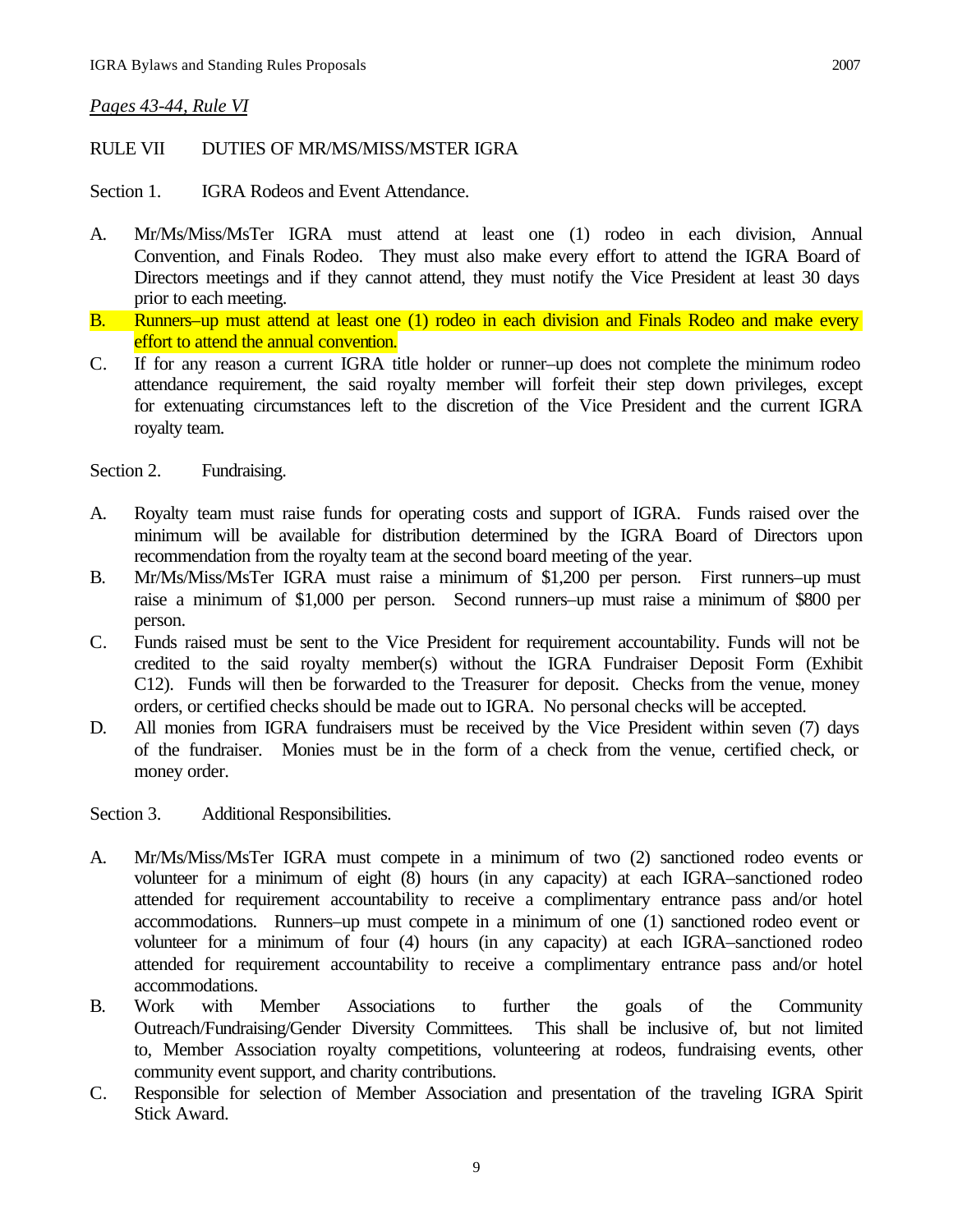*Pages 43-44, Rule VI*

RULE VII DUTIES OF MR/MS/MISS/MSTER IGRA

Section 1. IGRA Rodeos and Event Attendance.

A. Mr/Ms/Miss/MsTer IGRA must attend at least one (1) rodeo in each division, Annual Convention, and Finals Rodeo. They must also make every effort to attend the IGRA Board of Directors meetings and if they cannot attend, they must notify the Vice President at least 30 days prior to each meeting.

B. Runners–up must attend at least one (1) rodeo in each division and Finals Rodeo and make every effort to attend the annual convention.

C. If for any reason a current IGRA title holder or runner–up does not complete the minimum rodeo attendance requirement, the said royalty member will forfeit their step down privileges, except for extenuating circumstances left to the discretion of the Vice President and the current IGRA royalty team.

Section 2. Fundraising.

A. Royalty team must raise funds for operating costs and support of IGRA. Funds raised over the minimum will be available for distribution determined by the IGRA Board of Directors upon recommendation from the royalty team at the second board meeting of the year.

B. Mr/Ms/Miss/MsTer IGRA must raise a minimum of $1,200 per person. First runners–up must raise a minimum of $1,000 per person. Second runners–up must raise a minimum of $800 per person.

C. Funds raised must be sent to the Vice President for requirement accountability. Funds will not be credited to the said royalty member(s) without the IGRA Fundraiser Deposit Form (Exhibit C12). Funds will then be forwarded to the Treasurer for deposit. Checks from the venue, money orders, or certified checks should be made out to IGRA. No personal checks will be accepted.

D. All monies from IGRA fundraisers must be received by the Vice President within seven (7) days of the fundraiser. Monies must be in the form of a check from the venue, certified check, or money order.

Section 3. Additional Responsibilities.

A. Mr/Ms/Miss/MsTer IGRA must compete in a minimum of two (2) sanctioned rodeo events or volunteer for a minimum of eight (8) hours (in any capacity) at each IGRA–sanctioned rodeo attended for requirement accountability to receive a complimentary entrance pass and/or hotel accommodations. Runners–up must compete in a minimum of one (1) sanctioned rodeo event or volunteer for a minimum of four (4) hours (in any capacity) at each IGRA–sanctioned rodeo attended for requirement accountability to receive a complimentary entrance pass and/or hotel accommodations.

B. Work with Member Associations to further the goals of the Community Outreach/Fundraising/Gender Diversity Committees. This shall be inclusive of, but not limited to, Member Association royalty competitions, volunteering at rodeos, fundraising events, other community event support, and charity contributions.

C. Responsible for selection of Member Association and presentation of the traveling IGRA Spirit Stick Award.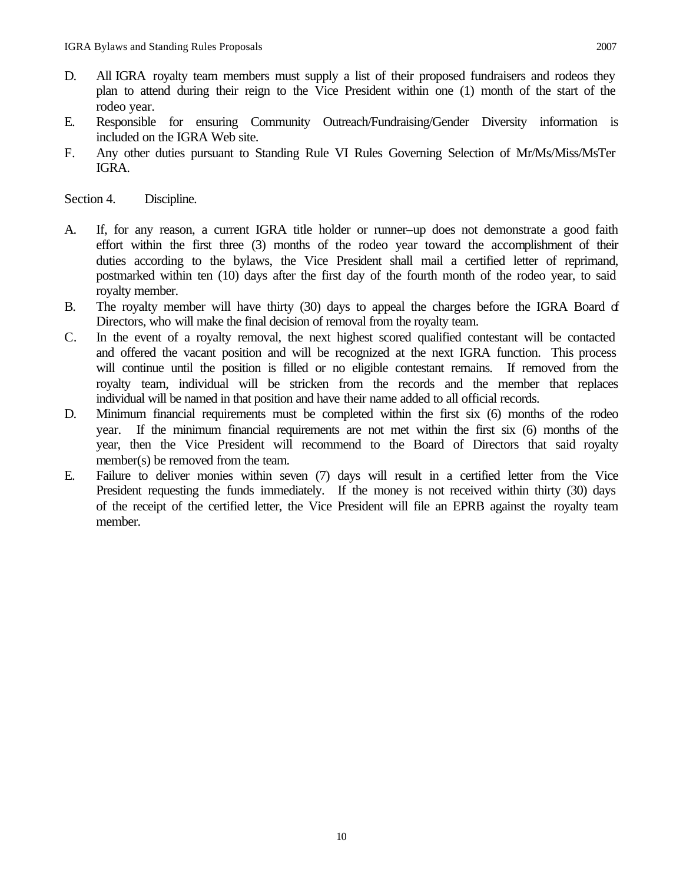D. All IGRA royalty team members must supply a list of their proposed fundraisers and rodeos they plan to attend during their reign to the Vice President within one (1) month of the start of the rodeo year.
E. Responsible for ensuring Community Outreach/Fundraising/Gender Diversity information is included on the IGRA Web site.
F. Any other duties pursuant to Standing Rule VI Rules Governing Selection of Mr/Ms/Miss/MsTer IGRA.

Section 4. Discipline.

A. If, for any reason, a current IGRA title holder or runner–up does not demonstrate a good faith effort within the first three (3) months of the rodeo year toward the accomplishment of their duties according to the bylaws, the Vice President shall mail a certified letter of reprimand, postmarked within ten (10) days after the first day of the fourth month of the rodeo year, to said royalty member.
B. The royalty member will have thirty (30) days to appeal the charges before the IGRA Board of Directors, who will make the final decision of removal from the royalty team.
C. In the event of a royalty removal, the next highest scored qualified contestant will be contacted and offered the vacant position and will be recognized at the next IGRA function. This process will continue until the position is filled or no eligible contestant remains. If removed from the royalty team, individual will be stricken from the records and the member that replaces individual will be named in that position and have their name added to all official records.
D. Minimum financial requirements must be completed within the first six (6) months of the rodeo year. If the minimum financial requirements are not met within the first six (6) months of the year, then the Vice President will recommend to the Board of Directors that said royalty member(s) be removed from the team.
E. Failure to deliver monies within seven (7) days will result in a certified letter from the Vice President requesting the funds immediately. If the money is not received within thirty (30) days of the receipt of the certified letter, the Vice President will file an EPRB against the royalty team member.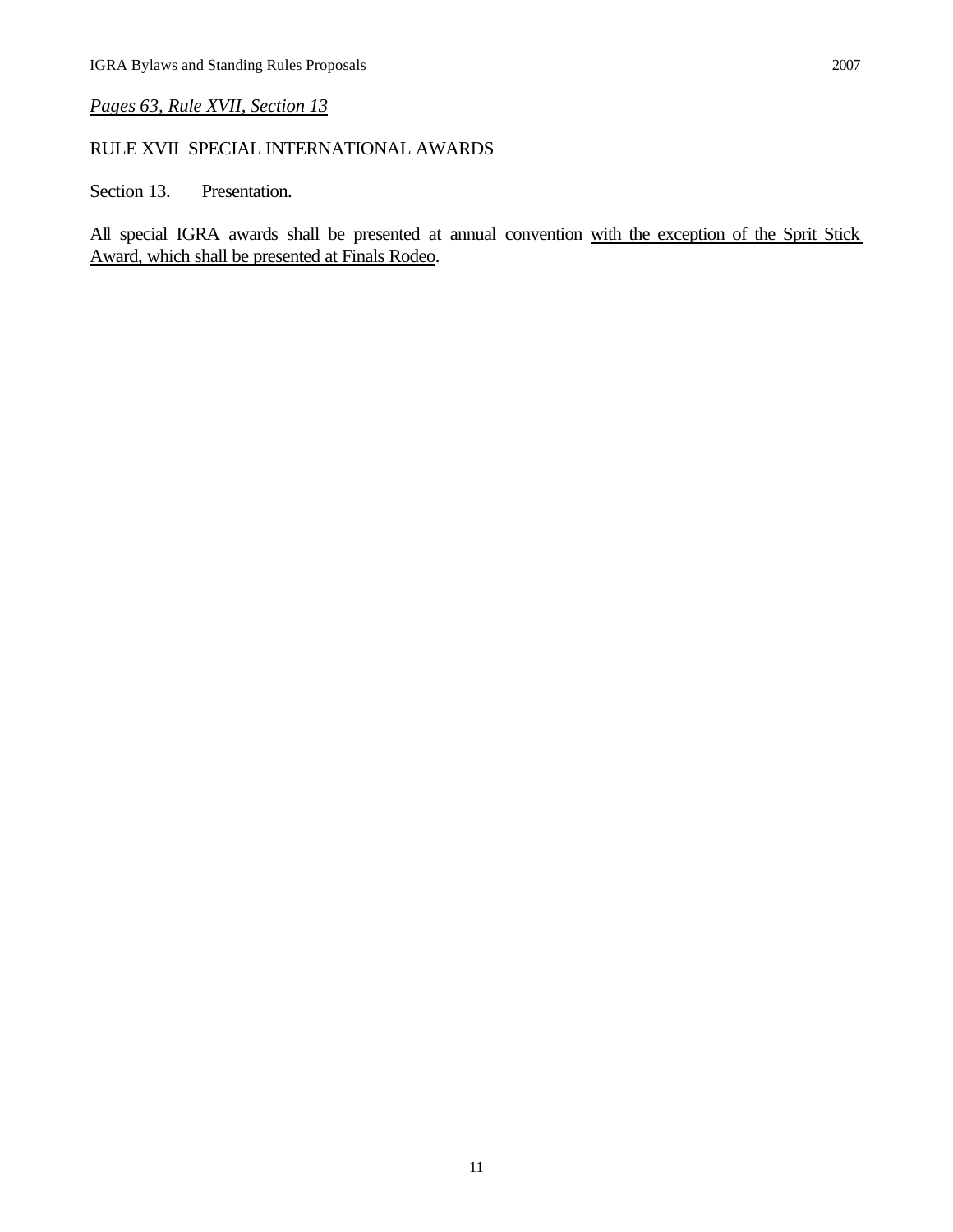*<u>Pages 63, Rule XVII, Section 13</u>*

RULE XVII SPECIAL INTERNATIONAL AWARDS

Section 13. Presentation.

All special IGRA awards shall be presented at annual convention <u>with the exception of the Sprit Stick Award, which shall be presented at Finals Rodeo</u>.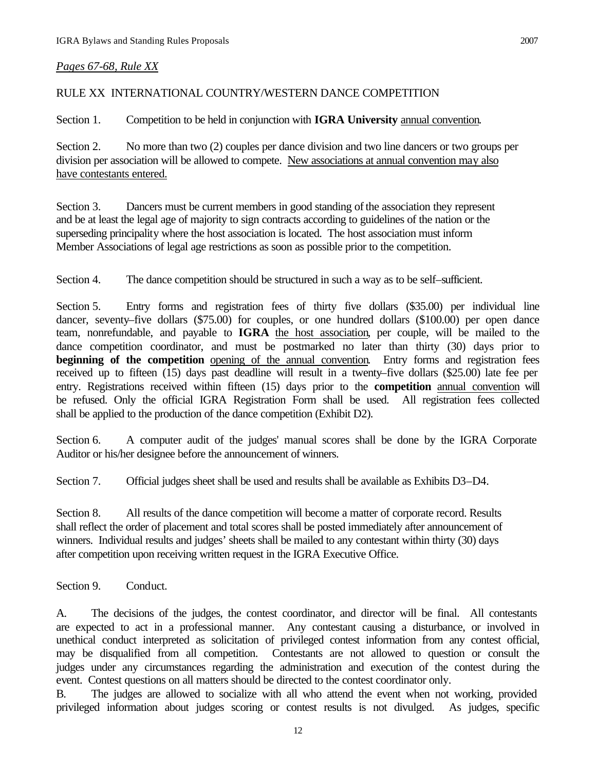*Pages 67-68, Rule XX*

RULE XX INTERNATIONAL COUNTRY/WESTERN DANCE COMPETITION

Section 1. Competition to be held in conjunction with **IGRA University** <u>annual convention</u>.

Section 2. No more than two (2) couples per dance division and two line dancers or two groups per division per association will be allowed to compete. <u>New associations at annual convention may also have contestants entered.</u>

Section 3. Dancers must be current members in good standing of the association they represent and be at least the legal age of majority to sign contracts according to guidelines of the nation or the superseding principality where the host association is located. The host association must inform Member Associations of legal age restrictions as soon as possible prior to the competition.

Section 4. The dance competition should be structured in such a way as to be self–sufficient.

Section 5. Entry forms and registration fees of thirty five dollars ($35.00) per individual line dancer, seventy–five dollars ($75.00) for couples, or one hundred dollars ($100.00) per open dance team, nonrefundable, and payable to **IGRA** <u>the host association</u>, per couple, will be mailed to the dance competition coordinator, and must be postmarked no later than thirty (30) days prior to **beginning of the competition** <u>opening of the annual convention</u>. Entry forms and registration fees received up to fifteen (15) days past deadline will result in a twenty–five dollars ($25.00) late fee per entry. Registrations received within fifteen (15) days prior to the **competition** <u>annual convention</u> will be refused. Only the official IGRA Registration Form shall be used. All registration fees collected shall be applied to the production of the dance competition (Exhibit D2).

Section 6. A computer audit of the judges' manual scores shall be done by the IGRA Corporate Auditor or his/her designee before the announcement of winners.

Section 7. Official judges sheet shall be used and results shall be available as Exhibits D3–D4.

Section 8. All results of the dance competition will become a matter of corporate record. Results shall reflect the order of placement and total scores shall be posted immediately after announcement of winners. Individual results and judges' sheets shall be mailed to any contestant within thirty (30) days after competition upon receiving written request in the IGRA Executive Office.

Section 9. Conduct.

A. The decisions of the judges, the contest coordinator, and director will be final. All contestants are expected to act in a professional manner. Any contestant causing a disturbance, or involved in unethical conduct interpreted as solicitation of privileged contest information from any contest official, may be disqualified from all competition. Contestants are not allowed to question or consult the judges under any circumstances regarding the administration and execution of the contest during the event. Contest questions on all matters should be directed to the contest coordinator only.

B. The judges are allowed to socialize with all who attend the event when not working, provided privileged information about judges scoring or contest results is not divulged. As judges, specific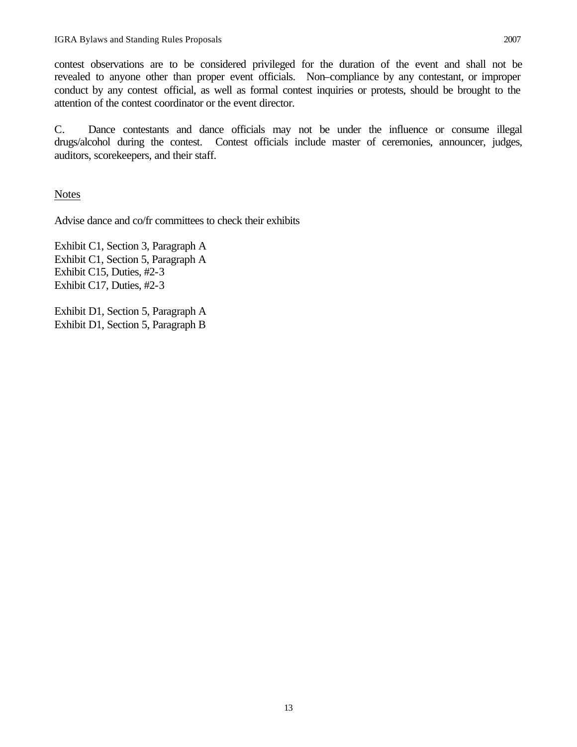contest observations are to be considered privileged for the duration of the event and shall not be revealed to anyone other than proper event officials. Non–compliance by any contestant, or improper conduct by any contest official, as well as formal contest inquiries or protests, should be brought to the attention of the contest coordinator or the event director.

C. Dance contestants and dance officials may not be under the influence or consume illegal drugs/alcohol during the contest. Contest officials include master of ceremonies, announcer, judges, auditors, scorekeepers, and their staff.

<u>Notes</u>

Advise dance and co/fr committees to check their exhibits

Exhibit C1, Section 3, Paragraph A
Exhibit C1, Section 5, Paragraph A
Exhibit C15, Duties, #2-3
Exhibit C17, Duties, #2-3

Exhibit D1, Section 5, Paragraph A
Exhibit D1, Section 5, Paragraph B